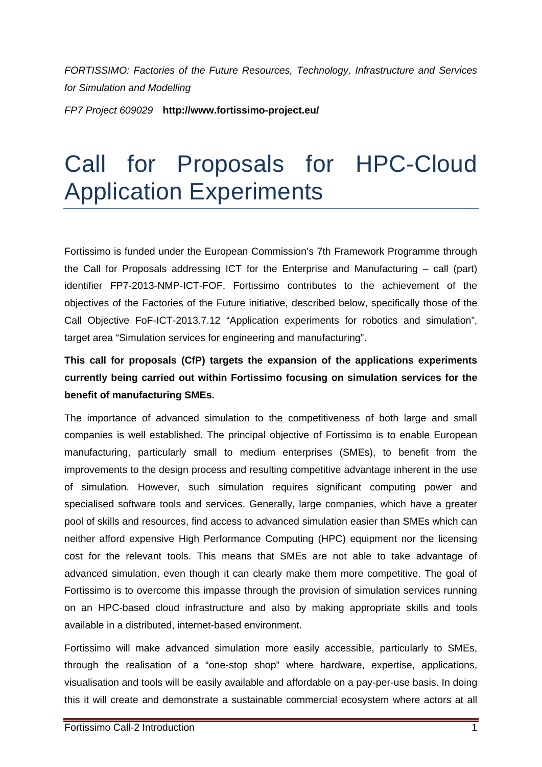*FORTISSIMO: Factories of the Future Resources, Technology, Infrastructure and Services for Simulation and Modelling*

*FP7 Project 609029* **http://www.fortissimo-project.eu/**

# Call for Proposals for HPC-Cloud Application Experiments

Fortissimo is funded under the European Commission's 7th Framework Programme through the Call for Proposals addressing ICT for the Enterprise and Manufacturing – call (part) identifier FP7-2013-NMP-ICT-FOF. Fortissimo contributes to the achievement of the objectives of the Factories of the Future initiative, described below, specifically those of the Call Objective FoF-ICT-2013.7.12 "Application experiments for robotics and simulation", target area "Simulation services for engineering and manufacturing".

**This call for proposals (CfP) targets the expansion of the applications experiments currently being carried out within Fortissimo focusing on simulation services for the benefit of manufacturing SMEs.**

The importance of advanced simulation to the competitiveness of both large and small companies is well established. The principal objective of Fortissimo is to enable European manufacturing, particularly small to medium enterprises (SMEs), to benefit from the improvements to the design process and resulting competitive advantage inherent in the use of simulation. However, such simulation requires significant computing power and specialised software tools and services. Generally, large companies, which have a greater pool of skills and resources, find access to advanced simulation easier than SMEs which can neither afford expensive High Performance Computing (HPC) equipment nor the licensing cost for the relevant tools. This means that SMEs are not able to take advantage of advanced simulation, even though it can clearly make them more competitive. The goal of Fortissimo is to overcome this impasse through the provision of simulation services running on an HPC-based cloud infrastructure and also by making appropriate skills and tools available in a distributed, internet-based environment.

Fortissimo will make advanced simulation more easily accessible, particularly to SMEs, through the realisation of a "one-stop shop" where hardware, expertise, applications, visualisation and tools will be easily available and affordable on a pay-per-use basis. In doing this it will create and demonstrate a sustainable commercial ecosystem where actors at all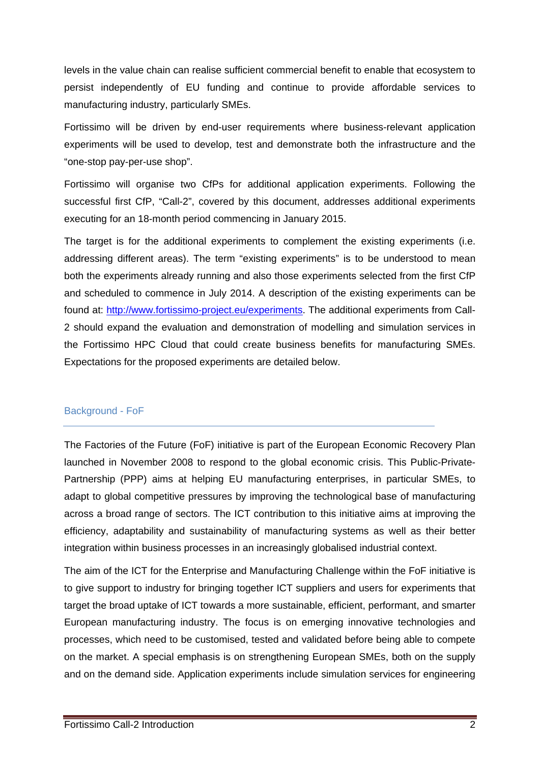levels in the value chain can realise sufficient commercial benefit to enable that ecosystem to persist independently of EU funding and continue to provide affordable services to manufacturing industry, particularly SMEs.

Fortissimo will be driven by end-user requirements where business-relevant application experiments will be used to develop, test and demonstrate both the infrastructure and the "one-stop pay-per-use shop".

Fortissimo will organise two CfPs for additional application experiments. Following the successful first CfP, "Call-2", covered by this document, addresses additional experiments executing for an 18-month period commencing in January 2015.

The target is for the additional experiments to complement the existing experiments (i.e. addressing different areas). The term "existing experiments" is to be understood to mean both the experiments already running and also those experiments selected from the first CfP and scheduled to commence in July 2014. A description of the existing experiments can be found at: [http://www.fortissimo-project.eu/experiments](http://www.fortissimo-project.eu/experiments). The additional experiments from Call-2 should expand the evaluation and demonstration of modelling and simulation services in the Fortissimo HPC Cloud that could create business benefits for manufacturing SMEs. Expectations for the proposed experiments are detailed below.

## Background - FoF

The Factories of the Future (FoF) initiative is part of the European Economic Recovery Plan launched in November 2008 to respond to the global economic crisis. This Public-Private-Partnership (PPP) aims at helping EU manufacturing enterprises, in particular SMEs, to adapt to global competitive pressures by improving the technological base of manufacturing across a broad range of sectors. The ICT contribution to this initiative aims at improving the efficiency, adaptability and sustainability of manufacturing systems as well as their better integration within business processes in an increasingly globalised industrial context.

The aim of the ICT for the Enterprise and Manufacturing Challenge within the FoF initiative is to give support to industry for bringing together ICT suppliers and users for experiments that target the broad uptake of ICT towards a more sustainable, efficient, performant, and smarter European manufacturing industry. The focus is on emerging innovative technologies and processes, which need to be customised, tested and validated before being able to compete on the market. A special emphasis is on strengthening European SMEs, both on the supply and on the demand side. Application experiments include simulation services for engineering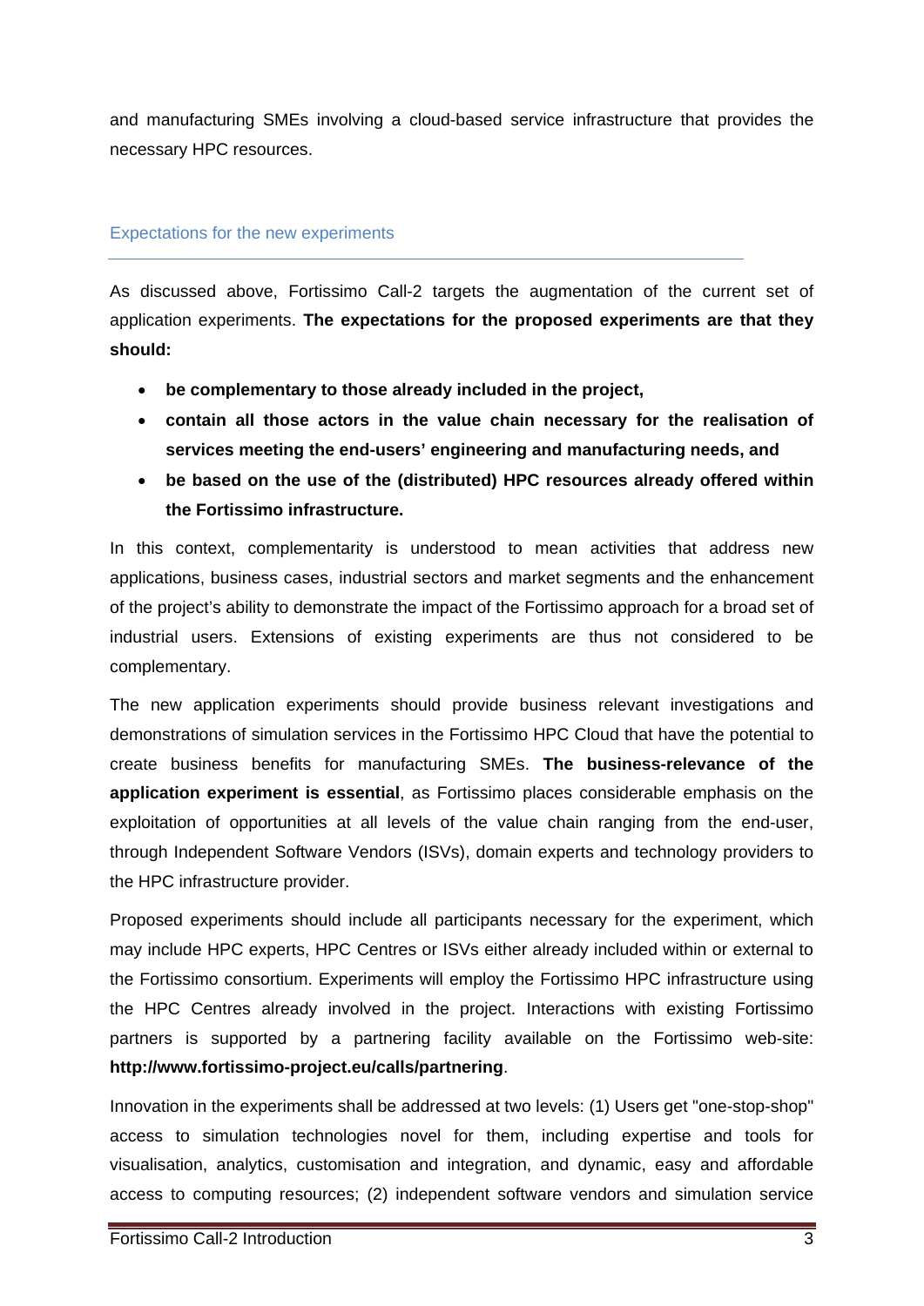and manufacturing SMEs involving a cloud-based service infrastructure that provides the necessary HPC resources.

## Expectations for the new experiments

As discussed above, Fortissimo Call-2 targets the augmentation of the current set of application experiments. **The expectations for the proposed experiments are that they should:**

- **be complementary to those already included in the project,**
- **contain all those actors in the value chain necessary for the realisation of services meeting the end-users' engineering and manufacturing needs, and**
- **be based on the use of the (distributed) HPC resources already offered within the Fortissimo infrastructure.**

In this context, complementarity is understood to mean activities that address new applications, business cases, industrial sectors and market segments and the enhancement of the project's ability to demonstrate the impact of the Fortissimo approach for a broad set of industrial users. Extensions of existing experiments are thus not considered to be complementary.

The new application experiments should provide business relevant investigations and demonstrations of simulation services in the Fortissimo HPC Cloud that have the potential to create business benefits for manufacturing SMEs. **The business-relevance of the application experiment is essential**, as Fortissimo places considerable emphasis on the exploitation of opportunities at all levels of the value chain ranging from the end-user, through Independent Software Vendors (ISVs), domain experts and technology providers to the HPC infrastructure provider.

Proposed experiments should include all participants necessary for the experiment, which may include HPC experts, HPC Centres or ISVs either already included within or external to the Fortissimo consortium. Experiments will employ the Fortissimo HPC infrastructure using the HPC Centres already involved in the project. Interactions with existing Fortissimo partners is supported by a partnering facility available on the Fortissimo web-site: **http://www.fortissimo-project.eu/calls/partnering**.

Innovation in the experiments shall be addressed at two levels: (1) Users get "one-stop-shop" access to simulation technologies novel for them, including expertise and tools for visualisation, analytics, customisation and integration, and dynamic, easy and affordable access to computing resources; (2) independent software vendors and simulation service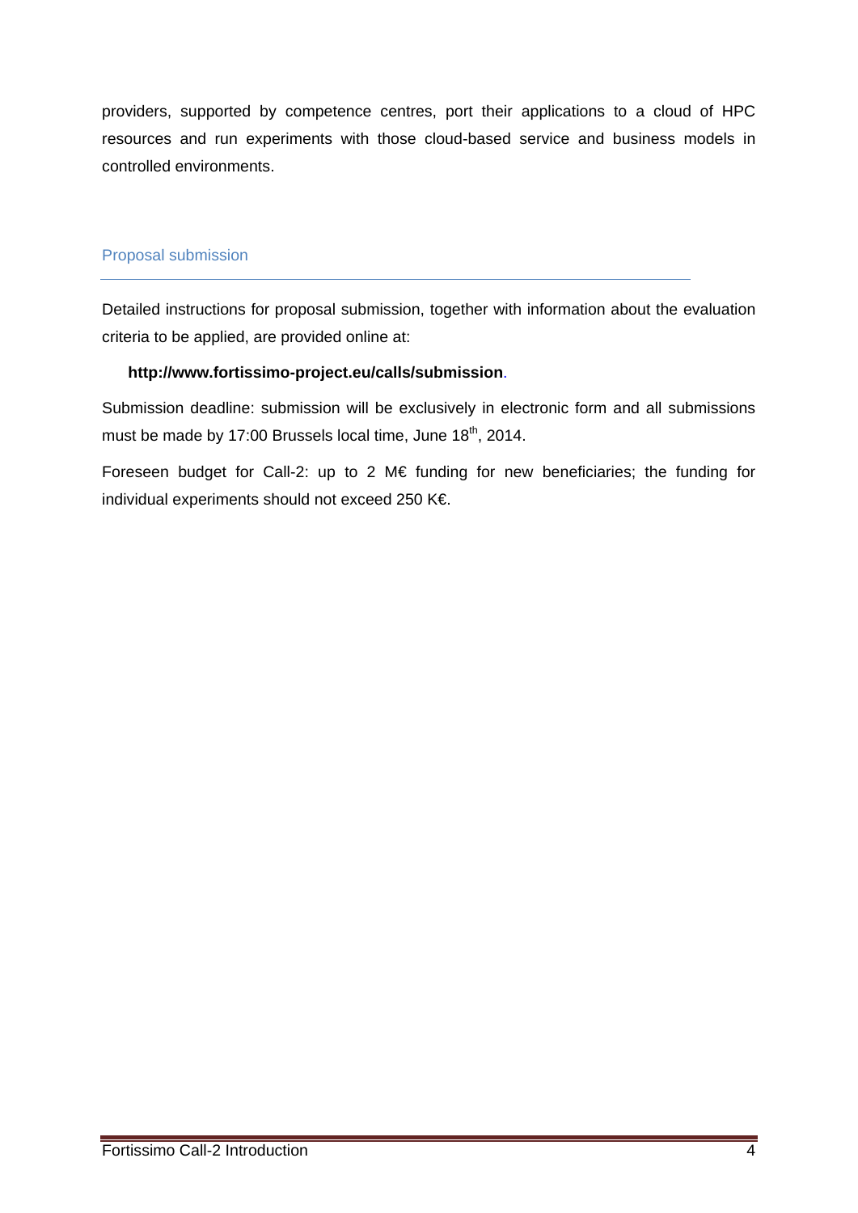providers, supported by competence centres, port their applications to a cloud of HPC resources and run experiments with those cloud-based service and business models in controlled environments.

## Proposal submission

Detailed instructions for proposal submission, together with information about the evaluation criteria to be applied, are provided online at:

**http://www.fortissimo-project.eu/calls/submission**.

Submission deadline: submission will be exclusively in electronic form and all submissions must be made by 17:00 Brussels local time, June 18$^{th}$, 2014.

Foreseen budget for Call-2: up to 2 M€ funding for new beneficiaries; the funding for individual experiments should not exceed 250 K€.